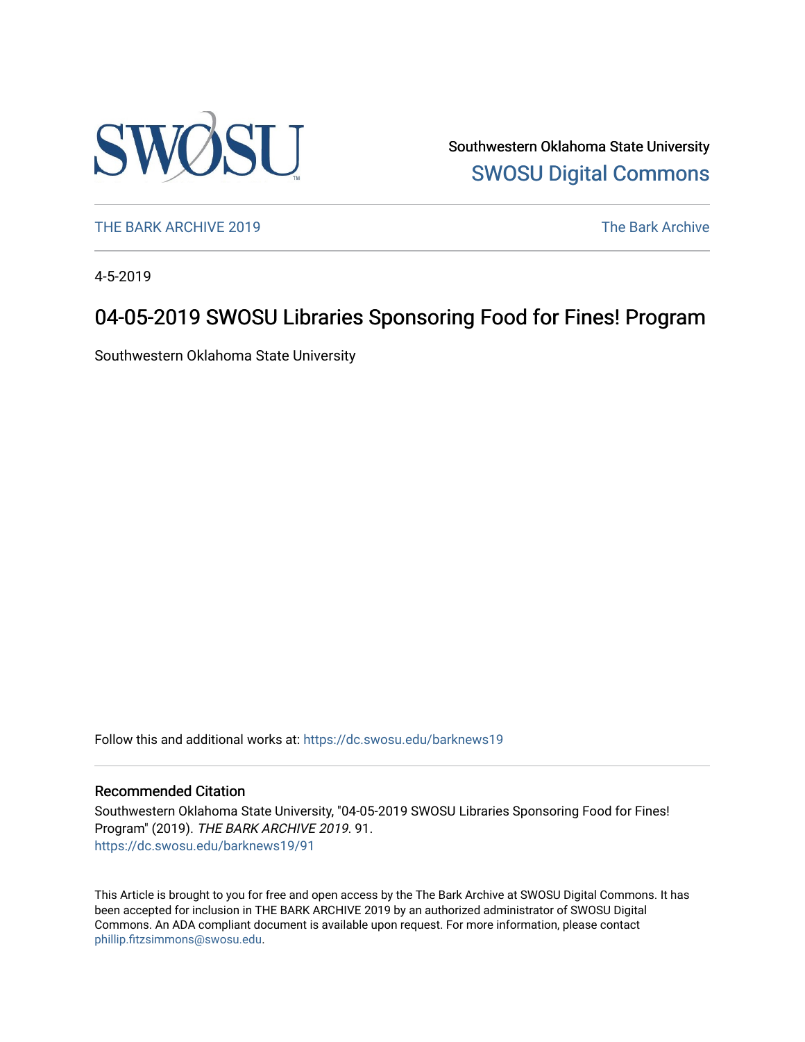Southwestern Oklahoma State University

SWOSU Digital Commons

THE BARK ARCHIVE 2019

The Bark Archive

4-5-2019

# 04-05-2019 SWOSU Libraries Sponsoring Food for Fines! Program

Southwestern Oklahoma State University

Follow this and additional works at: https://dc.swosu.edu/barknews19

## Recommended Citation

Southwestern Oklahoma State University, "04-05-2019 SWOSU Libraries Sponsoring Food for Fines! Program" (2019). *THE BARK ARCHIVE 2019*. 91.
https://dc.swosu.edu/barknews19/91

This Article is brought to you for free and open access by the The Bark Archive at SWOSU Digital Commons. It has been accepted for inclusion in THE BARK ARCHIVE 2019 by an authorized administrator of SWOSU Digital Commons. An ADA compliant document is available upon request. For more information, please contact phillip.fitzsimmons@swosu.edu.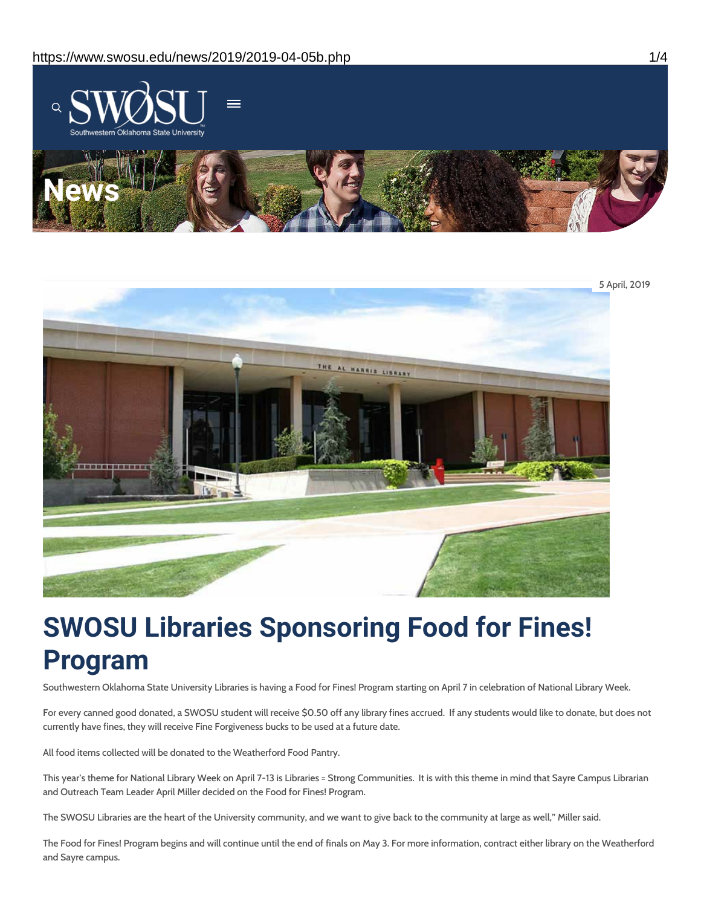5 April, 2019

# SWOSU Libraries Sponsoring Food for Fines! Program

Southwestern Oklahoma State University Libraries is having a Food for Fines! Program starting on April 7 in celebration of National Library Week.

For every canned good donated, a SWOSU student will receive $0.50 off any library fines accrued. If any students would like to donate, but does not currently have fines, they will receive Fine Forgiveness bucks to be used at a future date.

All food items collected will be donated to the Weatherford Food Pantry.

This year's theme for National Library Week on April 7-13 is Libraries = Strong Communities. It is with this theme in mind that Sayre Campus Librarian and Outreach Team Leader April Miller decided on the Food for Fines! Program.

The SWOSU Libraries are the heart of the University community, and we want to give back to the community at large as well," Miller said.

The Food for Fines! Program begins and will continue until the end of finals on May 3. For more information, contract either library on the Weatherford and Sayre campus.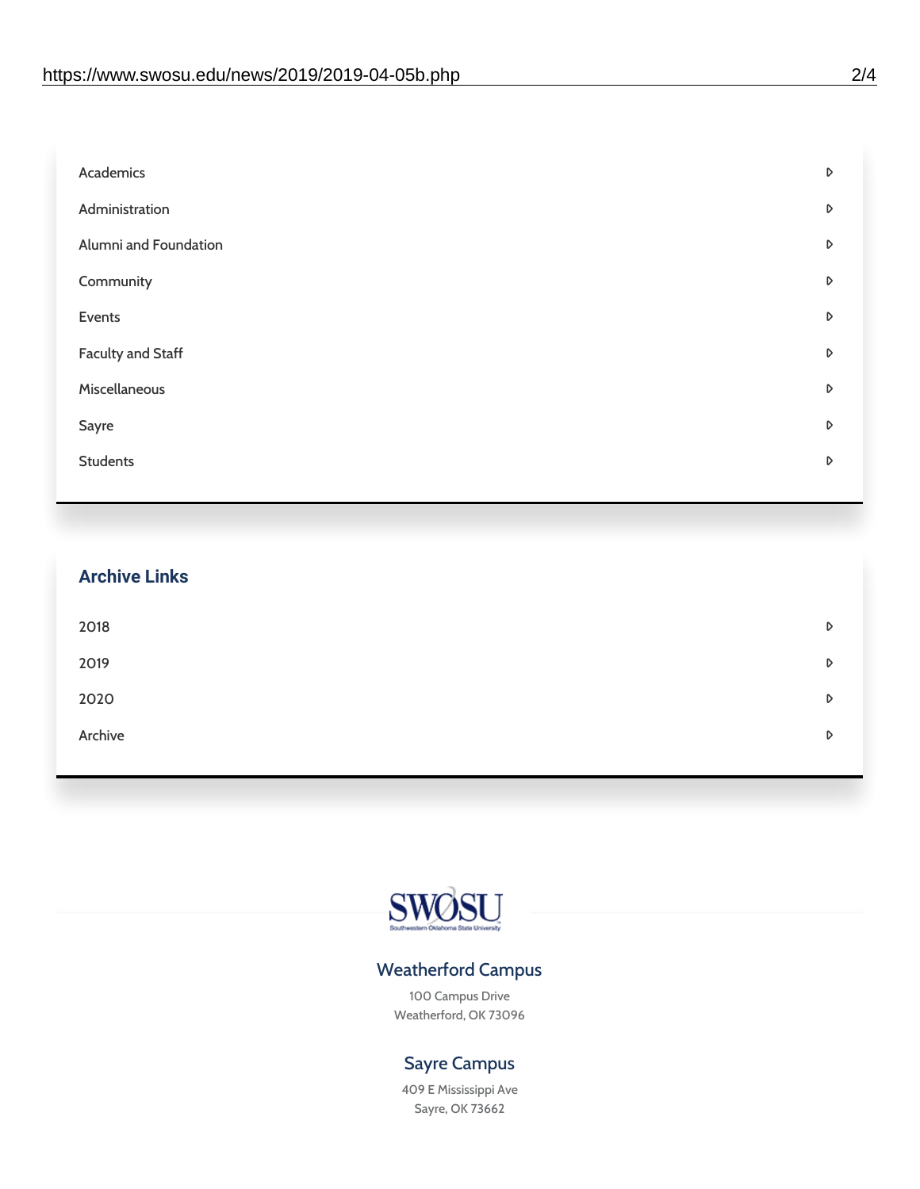- Academics
- Administration
- Alumni and Foundation
- Community
- Events
- Faculty and Staff
- Miscellaneous
- Sayre
- Students

## Archive Links

- 2018
- 2019
- 2020
- Archive

SWOSU
Southwestern Oklahoma State University

### Weatherford Campus

100 Campus Drive
Weatherford, OK 73096

### Sayre Campus

409 E Mississippi Ave
Sayre, OK 73662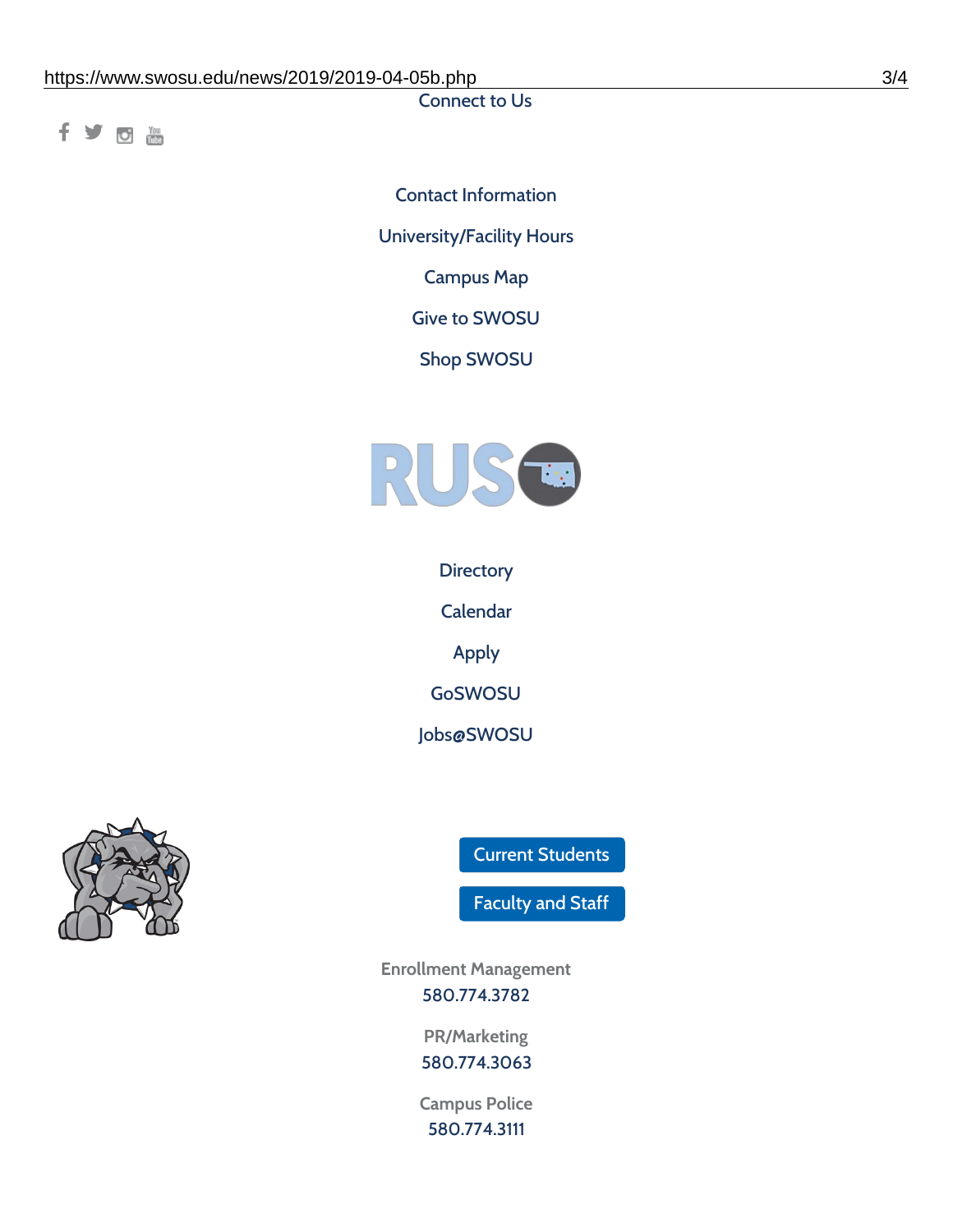Connect to Us

Contact Information

University/Facility Hours

Campus Map

Give to SWOSU

Shop SWOSU

Directory

Calendar

Apply

GoSWOSU

Jobs@SWOSU

Current Students

Faculty and Staff

Enrollment Management
580.774.3782

PR/Marketing
580.774.3063

Campus Police
580.774.3111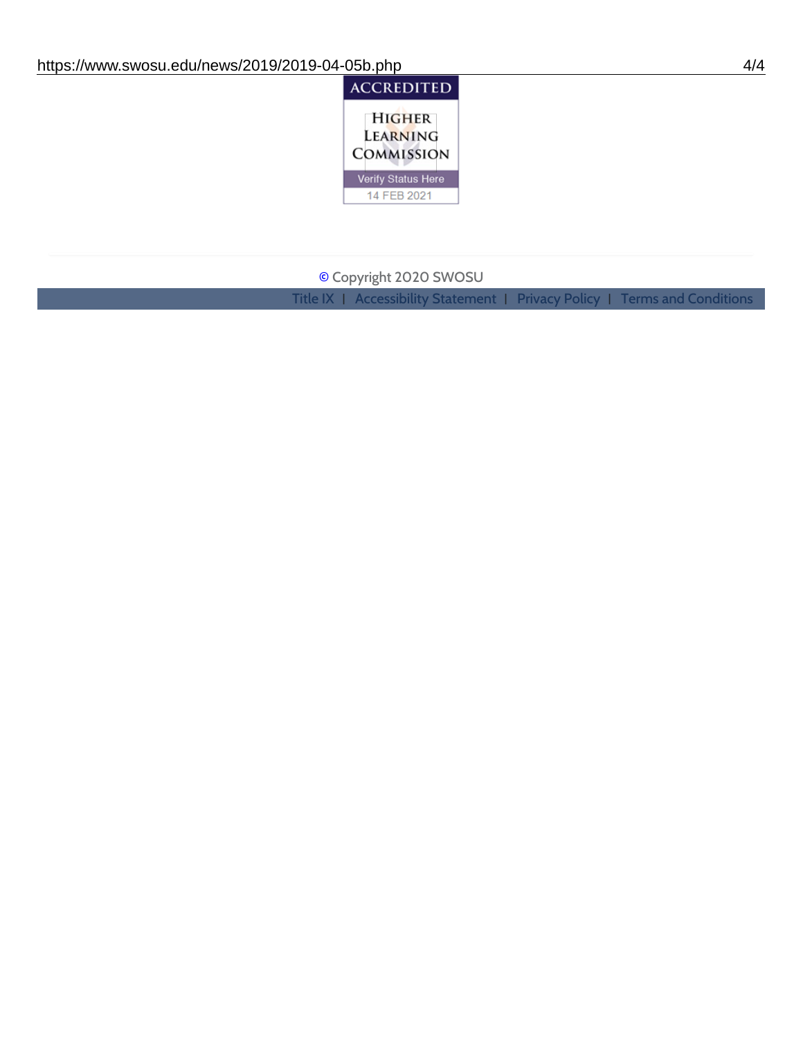ACCREDITED

HIGHER LEARNING COMMISSION

Verify Status Here

14 FEB 2021

© Copyright 2020 SWOSU

Title IX | Accessibility Statement | Privacy Policy | Terms and Conditions